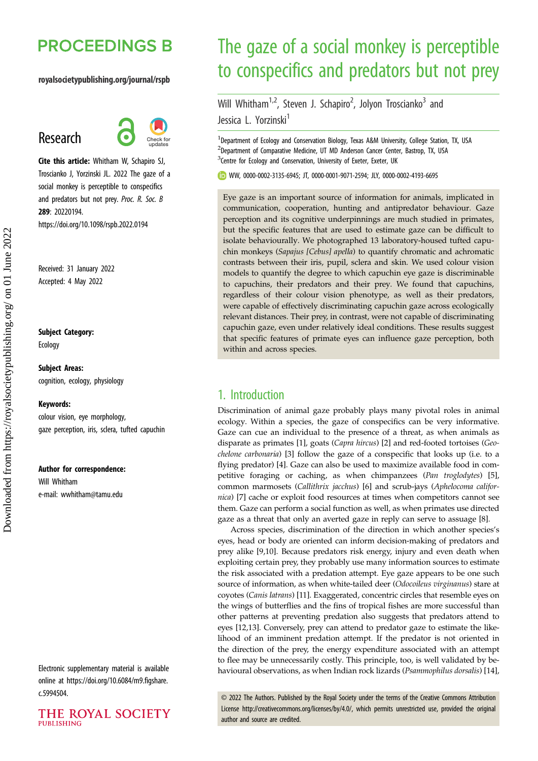# The gaze of a social monkey is perceptible to conspecifics and predators but not prey

Will Whitham[1,2], Steven J. Schapiro[2], Jolyon Troscianko[3] and Jessica L. Yorzinski[1]

[1]Department of Ecology and Conservation Biology, Texas A&M University, College Station, TX, USA
[2]Department of Comparative Medicine, UT MD Anderson Cancer Center, Bastrop, TX, USA
[3]Centre for Ecology and Conservation, University of Exeter, Exeter, UK

WW, 0000-0002-3135-6945; JT, 0000-0001-9071-2594; JLY, 0000-0002-4193-6695

**PROCEEDINGS B**

royalsocietypublishing.org/journal/rspb

**Research**

**Cite this article:** Whitham W, Schapiro SJ, Troscianko J, Yorzinski JL. 2022 The gaze of a social monkey is perceptible to conspecifics and predators but not prey. *Proc. R. Soc. B* **289**: 20220194.
https://doi.org/10.1098/rspb.2022.0194

Received: 31 January 2022
Accepted: 4 May 2022

**Subject Category:**
Ecology

**Subject Areas:**
cognition, ecology, physiology

**Keywords:**
colour vision, eye morphology, gaze perception, iris, sclera, tufted capuchin

**Author for correspondence:**
Will Whitham
e-mail: wwhitham@tamu.edu

Electronic supplementary material is available online at https://doi.org/10.6084/m9.figshare.c.5994504.

Eye gaze is an important source of information for animals, implicated in communication, cooperation, hunting and antipredator behaviour. Gaze perception and its cognitive underpinnings are much studied in primates, but the specific features that are used to estimate gaze can be difficult to isolate behaviourally. We photographed 13 laboratory-housed tufted capuchin monkeys (*Sapajus [Cebus] apella*) to quantify chromatic and achromatic contrasts between their iris, pupil, sclera and skin. We used colour vision models to quantify the degree to which capuchin eye gaze is discriminable to capuchins, their predators and their prey. We found that capuchins, regardless of their colour vision phenotype, as well as their predators, were capable of effectively discriminating capuchin gaze across ecologically relevant distances. Their prey, in contrast, were not capable of discriminating capuchin gaze, even under relatively ideal conditions. These results suggest that specific features of primate eyes can influence gaze perception, both within and across species.

## 1. Introduction

Discrimination of animal gaze probably plays many pivotal roles in animal ecology. Within a species, the gaze of conspecifics can be very informative. Gaze can cue an individual to the presence of a threat, as when animals as disparate as primates [1], goats (*Capra hircus*) [2] and red-footed tortoises (*Geochelone carbonaria*) [3] follow the gaze of a conspecific that looks up (i.e. to a flying predator) [4]. Gaze can also be used to maximize available food in competitive foraging or caching, as when chimpanzees (*Pan troglodytes*) [5], common marmosets (*Callithrix jacchus*) [6] and scrub-jays (*Aphelocoma californica*) [7] cache or exploit food resources at times when competitors cannot see them. Gaze can perform a social function as well, as when primates use directed gaze as a threat that only an averted gaze in reply can serve to assuage [8].

Across species, discrimination of the direction in which another species's eyes, head or body are oriented can inform decision-making of predators and prey alike [9,10]. Because predators risk energy, injury and even death when exploiting certain prey, they probably use many information sources to estimate the risk associated with a predation attempt. Eye gaze appears to be one such source of information, as when white-tailed deer (*Odocoileus virginanus*) stare at coyotes (*Canis latrans*) [11]. Exaggerated, concentric circles that resemble eyes on the wings of butterflies and the fins of tropical fishes are more successful than other patterns at preventing predation also suggests that predators attend to eyes [12,13]. Conversely, prey can attend to predator gaze to estimate the likelihood of an imminent predation attempt. If the predator is not oriented in the direction of the prey, the energy expenditure associated with an attempt to flee may be unnecessarily costly. This principle, too, is well validated by behavioural observations, as when Indian rock lizards (*Psammophilus dorsalis*) [14],

© 2022 The Authors. Published by the Royal Society under the terms of the Creative Commons Attribution License http://creativecommons.org/licenses/by/4.0/, which permits unrestricted use, provided the original author and source are credited.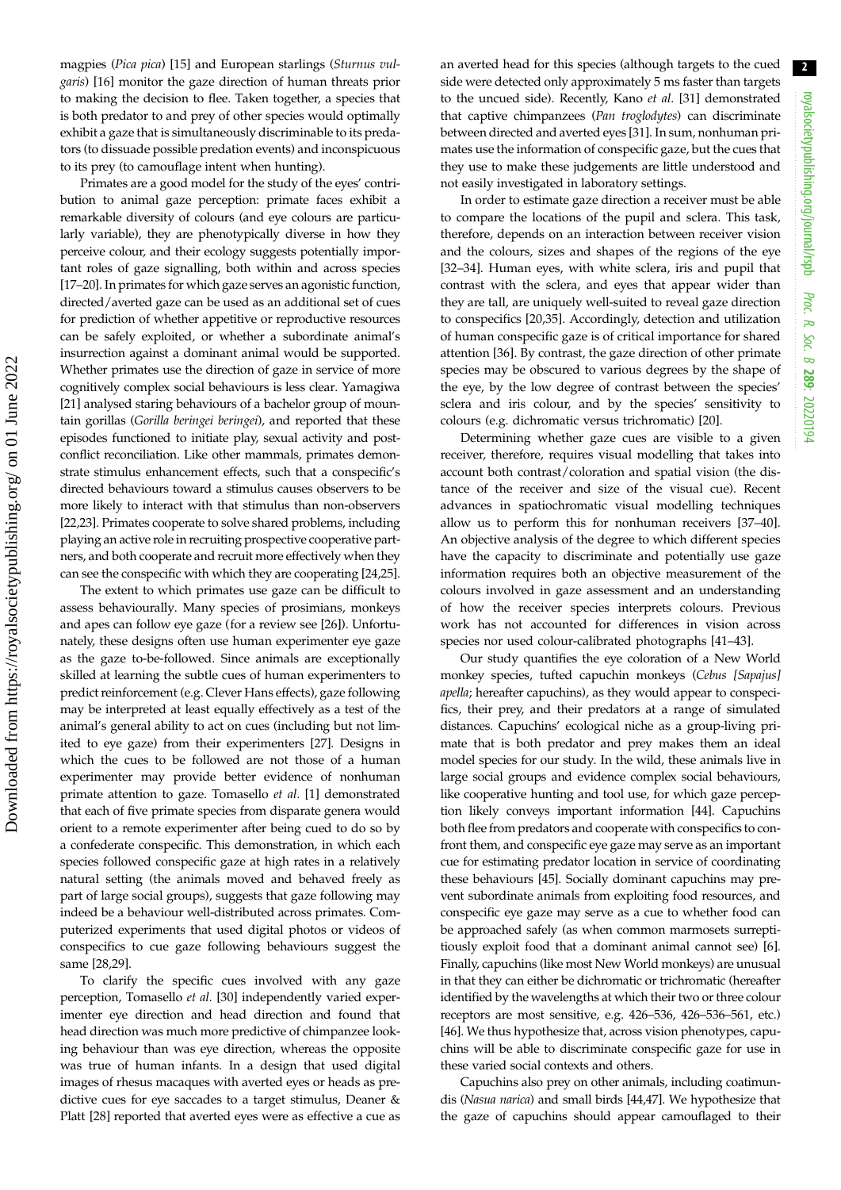magpies (*Pica pica*) [15] and European starlings (*Sturnus vulgaris*) [16] monitor the gaze direction of human threats prior to making the decision to flee. Taken together, a species that is both predator to and prey of other species would optimally exhibit a gaze that is simultaneously discriminable to its predators (to dissuade possible predation events) and inconspicuous to its prey (to camouflage intent when hunting).

Primates are a good model for the study of the eyes' contribution to animal gaze perception: primate faces exhibit a remarkable diversity of colours (and eye colours are particularly variable), they are phenotypically diverse in how they perceive colour, and their ecology suggests potentially important roles of gaze signalling, both within and across species [17–20]. In primates for which gaze serves an agonistic function, directed/averted gaze can be used as an additional set of cues for prediction of whether appetitive or reproductive resources can be safely exploited, or whether a subordinate animal's insurrection against a dominant animal would be supported. Whether primates use the direction of gaze in service of more cognitively complex social behaviours is less clear. Yamagiwa [21] analysed staring behaviours of a bachelor group of mountain gorillas (*Gorilla beringei beringei*), and reported that these episodes functioned to initiate play, sexual activity and post-conflict reconciliation. Like other mammals, primates demonstrate stimulus enhancement effects, such that a conspecific's directed behaviours toward a stimulus causes observers to be more likely to interact with that stimulus than non-observers [22,23]. Primates cooperate to solve shared problems, including playing an active role in recruiting prospective cooperative partners, and both cooperate and recruit more effectively when they can see the conspecific with which they are cooperating [24,25].

The extent to which primates use gaze can be difficult to assess behaviourally. Many species of prosimians, monkeys and apes can follow eye gaze (for a review see [26]). Unfortunately, these designs often use human experimenter eye gaze as the gaze to-be-followed. Since animals are exceptionally skilled at learning the subtle cues of human experimenters to predict reinforcement (e.g. Clever Hans effects), gaze following may be interpreted at least equally effectively as a test of the animal's general ability to act on cues (including but not limited to eye gaze) from their experimenters [27]. Designs in which the cues to be followed are not those of a human experimenter may provide better evidence of nonhuman primate attention to gaze. Tomasello *et al.* [1] demonstrated that each of five primate species from disparate genera would orient to a remote experimenter after being cued to do so by a confederate conspecific. This demonstration, in which each species followed conspecific gaze at high rates in a relatively natural setting (the animals moved and behaved freely as part of large social groups), suggests that gaze following may indeed be a behaviour well-distributed across primates. Computerized experiments that used digital photos or videos of conspecifics to cue gaze following behaviours suggest the same [28,29].

To clarify the specific cues involved with any gaze perception, Tomasello *et al.* [30] independently varied experimenter eye direction and head direction and found that head direction was much more predictive of chimpanzee looking behaviour than was eye direction, whereas the opposite was true of human infants. In a design that used digital images of rhesus macaques with averted eyes or heads as predictive cues for eye saccades to a target stimulus, Deaner & Platt [28] reported that averted eyes were as effective a cue as an averted head for this species (although targets to the cued side were detected only approximately 5 ms faster than targets to the uncued side). Recently, Kano *et al.* [31] demonstrated that captive chimpanzees (*Pan troglodytes*) can discriminate between directed and averted eyes [31]. In sum, nonhuman primates use the information of conspecific gaze, but the cues that they use to make these judgements are little understood and not easily investigated in laboratory settings.

In order to estimate gaze direction a receiver must be able to compare the locations of the pupil and sclera. This task, therefore, depends on an interaction between receiver vision and the colours, sizes and shapes of the regions of the eye [32–34]. Human eyes, with white sclera, iris and pupil that contrast with the sclera, and eyes that appear wider than they are tall, are uniquely well-suited to reveal gaze direction to conspecifics [20,35]. Accordingly, detection and utilization of human conspecific gaze is of critical importance for shared attention [36]. By contrast, the gaze direction of other primate species may be obscured to various degrees by the shape of the eye, by the low degree of contrast between the species' sclera and iris colour, and by the species' sensitivity to colours (e.g. dichromatic versus trichromatic) [20].

Determining whether gaze cues are visible to a given receiver, therefore, requires visual modelling that takes into account both contrast/coloration and spatial vision (the distance of the receiver and size of the visual cue). Recent advances in spatiochromatic visual modelling techniques allow us to perform this for nonhuman receivers [37–40]. An objective analysis of the degree to which different species have the capacity to discriminate and potentially use gaze information requires both an objective measurement of the colours involved in gaze assessment and an understanding of how the receiver species interprets colours. Previous work has not accounted for differences in vision across species nor used colour-calibrated photographs [41–43].

Our study quantifies the eye coloration of a New World monkey species, tufted capuchin monkeys (*Cebus [Sapajus] apella*; hereafter capuchins), as they would appear to conspecifics, their prey, and their predators at a range of simulated distances. Capuchins' ecological niche as a group-living primate that is both predator and prey makes them an ideal model species for our study. In the wild, these animals live in large social groups and evidence complex social behaviours, like cooperative hunting and tool use, for which gaze perception likely conveys important information [44]. Capuchins both flee from predators and cooperate with conspecifics to confront them, and conspecific eye gaze may serve as an important cue for estimating predator location in service of coordinating these behaviours [45]. Socially dominant capuchins may prevent subordinate animals from exploiting food resources, and conspecific eye gaze may serve as a cue to whether food can be approached safely (as when common marmosets surreptitiously exploit food that a dominant animal cannot see) [6]. Finally, capuchins (like most New World monkeys) are unusual in that they can either be dichromatic or trichromatic (hereafter identified by the wavelengths at which their two or three colour receptors are most sensitive, e.g. 426–536, 426–536–561, etc.) [46]. We thus hypothesize that, across vision phenotypes, capuchins will be able to discriminate conspecific gaze for use in these varied social contexts and others.

Capuchins also prey on other animals, including coatimundis (*Nasua narica*) and small birds [44,47]. We hypothesize that the gaze of capuchins should appear camouflaged to their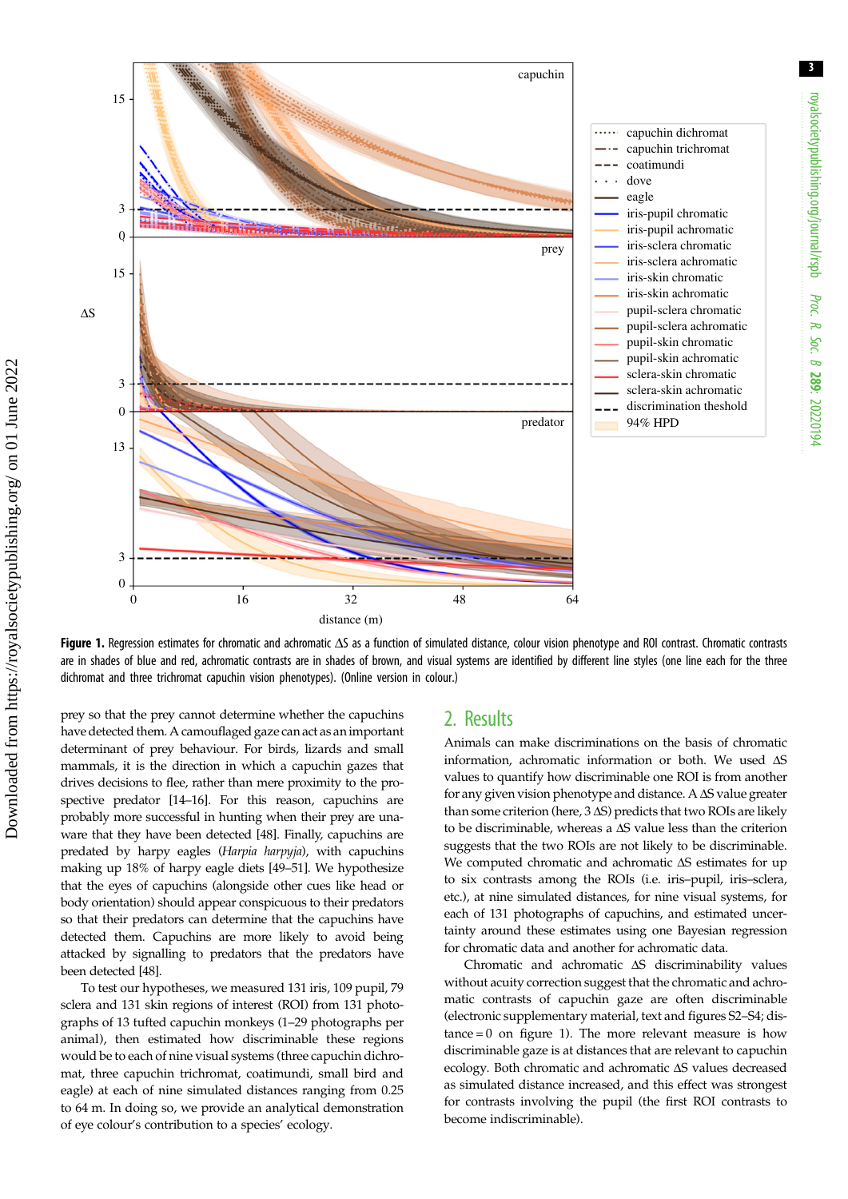**Figure 1.** Regression estimates for chromatic and achromatic ΔS as a function of simulated distance, colour vision phenotype and ROI contrast. Chromatic contrasts are in shades of blue and red, achromatic contrasts are in shades of brown, and visual systems are identified by different line styles (one line each for the three dichromat and three trichromat capuchin vision phenotypes). (Online version in colour.)

prey so that the prey cannot determine whether the capuchins have detected them. A camouflaged gaze can act as an important determinant of prey behaviour. For birds, lizards and small mammals, it is the direction in which a capuchin gazes that drives decisions to flee, rather than mere proximity to the prospective predator [14–16]. For this reason, capuchins are probably more successful in hunting when their prey are unaware that they have been detected [48]. Finally, capuchins are predated by harpy eagles (*Harpia harpyja*), with capuchins making up 18% of harpy eagle diets [49–51]. We hypothesize that the eyes of capuchins (alongside other cues like head or body orientation) should appear conspicuous to their predators so that their predators can determine that the capuchins have detected them. Capuchins are more likely to avoid being attacked by signalling to predators that the predators have been detected [48].

To test our hypotheses, we measured 131 iris, 109 pupil, 79 sclera and 131 skin regions of interest (ROI) from 131 photographs of 13 tufted capuchin monkeys (1–29 photographs per animal), then estimated how discriminable these regions would be to each of nine visual systems (three capuchin dichromat, three capuchin trichromat, coatimundi, small bird and eagle) at each of nine simulated distances ranging from 0.25 to 64 m. In doing so, we provide an analytical demonstration of eye colour's contribution to a species' ecology.

## 2. Results

Animals can make discriminations on the basis of chromatic information, achromatic information or both. We used ΔS values to quantify how discriminable one ROI is from another for any given vision phenotype and distance. A ΔS value greater than some criterion (here, 3 ΔS) predicts that two ROIs are likely to be discriminable, whereas a ΔS value less than the criterion suggests that the two ROIs are not likely to be discriminable. We computed chromatic and achromatic ΔS estimates for up to six contrasts among the ROIs (i.e. iris–pupil, iris–sclera, etc.), at nine simulated distances, for nine visual systems, for each of 131 photographs of capuchins, and estimated uncertainty around these estimates using one Bayesian regression for chromatic data and another for achromatic data.

Chromatic and achromatic ΔS discriminability values without acuity correction suggest that the chromatic and achromatic contrasts of capuchin gaze are often discriminable (electronic supplementary material, text and figures S2–S4; distance = 0 on figure 1). The more relevant measure is how discriminable gaze is at distances that are relevant to capuchin ecology. Both chromatic and achromatic ΔS values decreased as simulated distance increased, and this effect was strongest for contrasts involving the pupil (the first ROI contrasts to become indiscriminable).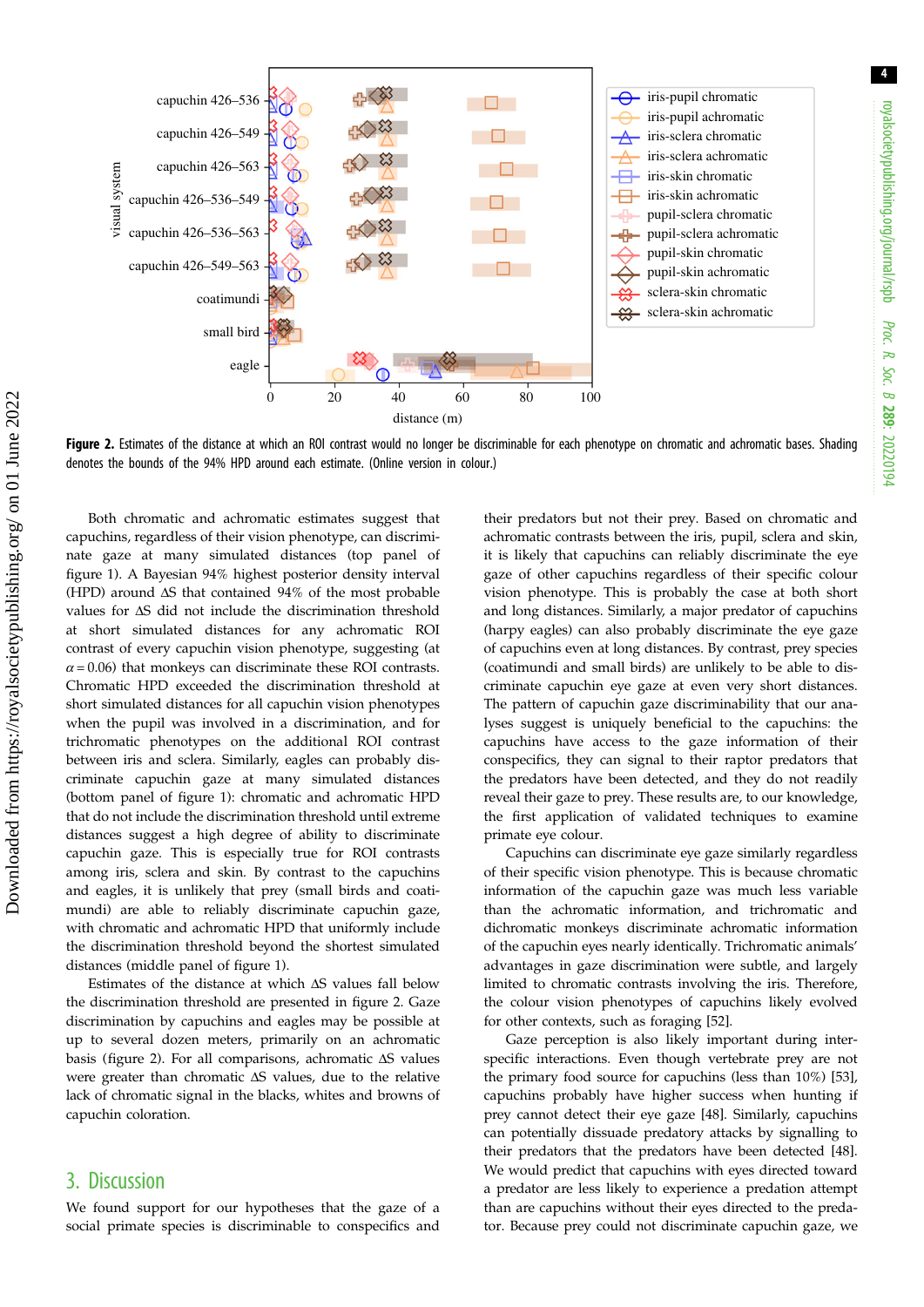**Figure 2.** Estimates of the distance at which an ROI contrast would no longer be discriminable for each phenotype on chromatic and achromatic bases. Shading denotes the bounds of the 94% HPD around each estimate. (Online version in colour.)

Both chromatic and achromatic estimates suggest that capuchins, regardless of their vision phenotype, can discriminate gaze at many simulated distances (top panel of figure 1). A Bayesian 94% highest posterior density interval (HPD) around ΔS that contained 94% of the most probable values for ΔS did not include the discrimination threshold at short simulated distances for any achromatic ROI contrast of every capuchin vision phenotype, suggesting (at $\alpha = 0.06$) that monkeys can discriminate these ROI contrasts. Chromatic HPD exceeded the discrimination threshold at short simulated distances for all capuchin vision phenotypes when the pupil was involved in a discrimination, and for trichromatic phenotypes on the additional ROI contrast between iris and sclera. Similarly, eagles can probably discriminate capuchin gaze at many simulated distances (bottom panel of figure 1): chromatic and achromatic HPD that do not include the discrimination threshold until extreme distances suggest a high degree of ability to discriminate capuchin gaze. This is especially true for ROI contrasts among iris, sclera and skin. By contrast to the capuchins and eagles, it is unlikely that prey (small birds and coatimundi) are able to reliably discriminate capuchin gaze, with chromatic and achromatic HPD that uniformly include the discrimination threshold beyond the shortest simulated distances (middle panel of figure 1).

Estimates of the distance at which ΔS values fall below the discrimination threshold are presented in figure 2. Gaze discrimination by capuchins and eagles may be possible at up to several dozen meters, primarily on an achromatic basis (figure 2). For all comparisons, achromatic ΔS values were greater than chromatic ΔS values, due to the relative lack of chromatic signal in the blacks, whites and browns of capuchin coloration.

## 3. Discussion

We found support for our hypotheses that the gaze of a social primate species is discriminable to conspecifics and their predators but not their prey. Based on chromatic and achromatic contrasts between the iris, pupil, sclera and skin, it is likely that capuchins can reliably discriminate the eye gaze of other capuchins regardless of their specific colour vision phenotype. This is probably the case at both short and long distances. Similarly, a major predator of capuchins (harpy eagles) can also probably discriminate the eye gaze of capuchins even at long distances. By contrast, prey species (coatimundi and small birds) are unlikely to be able to discriminate capuchin eye gaze at even very short distances. The pattern of capuchin gaze discriminability that our analyses suggest is uniquely beneficial to the capuchins: the capuchins have access to the gaze information of their conspecifics, they can signal to their raptor predators that the predators have been detected, and they do not readily reveal their gaze to prey. These results are, to our knowledge, the first application of validated techniques to examine primate eye colour.

Capuchins can discriminate eye gaze similarly regardless of their specific vision phenotype. This is because chromatic information of the capuchin gaze was much less variable than the achromatic information, and trichromatic and dichromatic monkeys discriminate achromatic information of the capuchin eyes nearly identically. Trichromatic animals' advantages in gaze discrimination were subtle, and largely limited to chromatic contrasts involving the iris. Therefore, the colour vision phenotypes of capuchins likely evolved for other contexts, such as foraging [52].

Gaze perception is also likely important during interspecific interactions. Even though vertebrate prey are not the primary food source for capuchins (less than 10%) [53], capuchins probably have higher success when hunting if prey cannot detect their eye gaze [48]. Similarly, capuchins can potentially dissuade predatory attacks by signalling to their predators that the predators have been detected [48]. We would predict that capuchins with eyes directed toward a predator are less likely to experience a predation attempt than are capuchins without their eyes directed to the predator. Because prey could not discriminate capuchin gaze, we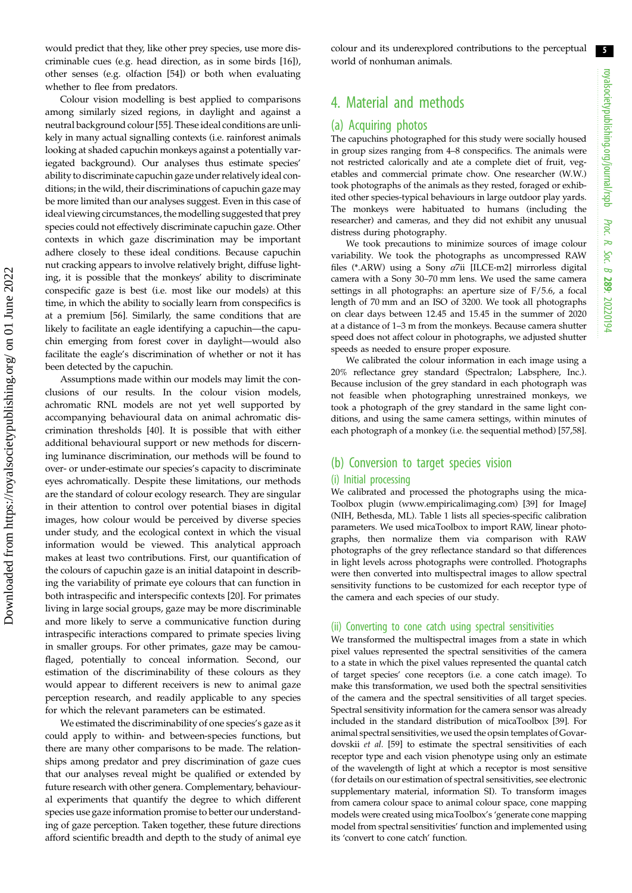would predict that they, like other prey species, use more discriminable cues (e.g. head direction, as in some birds [16]), other senses (e.g. olfaction [54]) or both when evaluating whether to flee from predators.

Colour vision modelling is best applied to comparisons among similarly sized regions, in daylight and against a neutral background colour [55]. These ideal conditions are unlikely in many actual signalling contexts (i.e. rainforest animals looking at shaded capuchin monkeys against a potentially variegated background). Our analyses thus estimate species' ability to discriminate capuchin gaze under relatively ideal conditions; in the wild, their discriminations of capuchin gaze may be more limited than our analyses suggest. Even in this case of ideal viewing circumstances, the modelling suggested that prey species could not effectively discriminate capuchin gaze. Other contexts in which gaze discrimination may be important adhere closely to these ideal conditions. Because capuchin nut cracking appears to involve relatively bright, diffuse lighting, it is possible that the monkeys' ability to discriminate conspecific gaze is best (i.e. most like our models) at this time, in which the ability to socially learn from conspecifics is at a premium [56]. Similarly, the same conditions that are likely to facilitate an eagle identifying a capuchin—the capuchin emerging from forest cover in daylight—would also facilitate the eagle's discrimination of whether or not it has been detected by the capuchin.

Assumptions made within our models may limit the conclusions of our results. In the colour vision models, achromatic RNL models are not yet well supported by accompanying behavioural data on animal achromatic discrimination thresholds [40]. It is possible that with either additional behavioural support or new methods for discerning luminance discrimination, our methods will be found to over- or under-estimate our species's capacity to discriminate eyes achromatically. Despite these limitations, our methods are the standard of colour ecology research. They are singular in their attention to control over potential biases in digital images, how colour would be perceived by diverse species under study, and the ecological context in which the visual information would be viewed. This analytical approach makes at least two contributions. First, our quantification of the colours of capuchin gaze is an initial datapoint in describing the variability of primate eye colours that can function in both intraspecific and interspecific contexts [20]. For primates living in large social groups, gaze may be more discriminable and more likely to serve a communicative function during intraspecific interactions compared to primate species living in smaller groups. For other primates, gaze may be camouflaged, potentially to conceal information. Second, our estimation of the discriminability of these colours as they would appear to different receivers is new to animal gaze perception research, and readily applicable to any species for which the relevant parameters can be estimated.

We estimated the discriminability of one species's gaze as it could apply to within- and between-species functions, but there are many other comparisons to be made. The relationships among predator and prey discrimination of gaze cues that our analyses reveal might be qualified or extended by future research with other genera. Complementary, behavioural experiments that quantify the degree to which different species use gaze information promise to better our understanding of gaze perception. Taken together, these future directions afford scientific breadth and depth to the study of animal eye colour and its underexplored contributions to the perceptual world of nonhuman animals.

## 4. Material and methods

### (a) Acquiring photos

The capuchins photographed for this study were socially housed in group sizes ranging from 4–8 conspecifics. The animals were not restricted calorically and ate a complete diet of fruit, vegetables and commercial primate chow. One researcher (W.W.) took photographs of the animals as they rested, foraged or exhibited other species-typical behaviours in large outdoor play yards. The monkeys were habituated to humans (including the researcher) and cameras, and they did not exhibit any unusual distress during photography.

We took precautions to minimize sources of image colour variability. We took the photographs as uncompressed RAW files (*.ARW) using a Sony $\alpha$7ii [ILCE-m2] mirrorless digital camera with a Sony 30–70 mm lens. We used the same camera settings in all photographs: an aperture size of F/5.6, a focal length of 70 mm and an ISO of 3200. We took all photographs on clear days between 12.45 and 15.45 in the summer of 2020 at a distance of 1–3 m from the monkeys. Because camera shutter speed does not affect colour in photographs, we adjusted shutter speeds as needed to ensure proper exposure.

We calibrated the colour information in each image using a 20% reflectance grey standard (Spectralon; Labsphere, Inc.). Because inclusion of the grey standard in each photograph was not feasible when photographing unrestrained monkeys, we took a photograph of the grey standard in the same light conditions, and using the same camera settings, within minutes of each photograph of a monkey (i.e. the sequential method) [57,58].

### (b) Conversion to target species vision

#### (i) Initial processing

We calibrated and processed the photographs using the micaToolbox plugin (www.empiricalimaging.com) [39] for ImageJ (NIH, Bethesda, ML). Table 1 lists all species-specific calibration parameters. We used micaToolbox to import RAW, linear photographs, then normalize them via comparison with RAW photographs of the grey reflectance standard so that differences in light levels across photographs were controlled. Photographs were then converted into multispectral images to allow spectral sensitivity functions to be customized for each receptor type of the camera and each species of our study.

#### (ii) Converting to cone catch using spectral sensitivities

We transformed the multispectral images from a state in which pixel values represented the spectral sensitivities of the camera to a state in which the pixel values represented the quantal catch of target species' cone receptors (i.e. a cone catch image). To make this transformation, we used both the spectral sensitivities of the camera and the spectral sensitivities of all target species. Spectral sensitivity information for the camera sensor was already included in the standard distribution of micaToolbox [39]. For animal spectral sensitivities, we used the opsin templates of Govardovskii *et al.* [59] to estimate the spectral sensitivities of each receptor type and each vision phenotype using only an estimate of the wavelength of light at which a receptor is most sensitive (for details on our estimation of spectral sensitivities, see electronic supplementary material, information SI). To transform images from camera colour space to animal colour space, cone mapping models were created using micaToolbox's 'generate cone mapping model from spectral sensitivities' function and implemented using its 'convert to cone catch' function.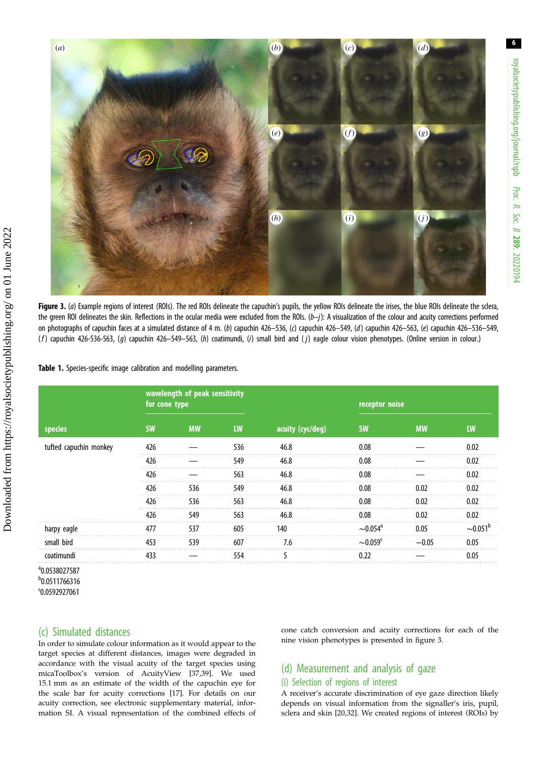**Figure 3.** (*a*) Example regions of interest (ROIs). The red ROIs delineate the capuchin's pupils, the yellow ROIs delineate the irises, the blue ROIs delineate the sclera, the green ROI delineates the skin. Reflections in the ocular media were excluded from the ROIs. (*b*–*j*): A visualization of the colour and acuity corrections performed on photographs of capuchin faces at a simulated distance of 4 m. (*b*) capuchin 426–536, (*c*) capuchin 426–549, (*d*) capuchin 426–563, (*e*) capuchin 426–536–549, (*f*) capuchin 426-536-563, (*g*) capuchin 426–549–563, (*h*) coatimundi, (*i*) small bird and (*j*) eagle colour vision phenotypes. (Online version in colour.)

**Table 1.** Species-specific image calibration and modelling parameters.

| | wavelength of peak sensitivity for cone type | | | | receptor noise | | |
|---|---|---|---|---|---|---|---|
| species | SW | MW | LW | acuity (cyc/deg) | SW | MW | LW |
| tufted capuchin monkey | 426 | — | 536 | 46.8 | 0.08 | — | 0.02 |
| | 426 | — | 549 | 46.8 | 0.08 | — | 0.02 |
| | 426 | — | 563 | 46.8 | 0.08 | — | 0.02 |
| | 426 | 536 | 549 | 46.8 | 0.08 | 0.02 | 0.02 |
| | 426 | 536 | 563 | 46.8 | 0.08 | 0.02 | 0.02 |
| | 426 | 549 | 563 | 46.8 | 0.08 | 0.02 | 0.02 |
| harpy eagle | 477 | 537 | 605 | 140 | ~0.054[a] | 0.05 | ~0.051[b] |
| small bird | 453 | 539 | 607 | 7.6 | ~0.059[c] | −0.05 | 0.05 |
| coatimundi | 433 | — | 554 | 5 | 0.22 | — | 0.05 |

[a]0.0538027587

[b]0.0511766316

[c]0.0592927061

## (c) Simulated distances

In order to simulate colour information as it would appear to the target species at different distances, images were degraded in accordance with the visual acuity of the target species using micaToolbox's version of AcuityView [37,39]. We used 15.1 mm as an estimate of the width of the capuchin eye for the scale bar for acuity corrections [17]. For details on our acuity correction, see electronic supplementary material, information SI. A visual representation of the combined effects of cone catch conversion and acuity corrections for each of the nine vision phenotypes is presented in figure 3.

## (d) Measurement and analysis of gaze

### (i) Selection of regions of interest

A receiver's accurate discrimination of eye gaze direction likely depends on visual information from the signaller's iris, pupil, sclera and skin [20,32]. We created regions of interest (ROIs) by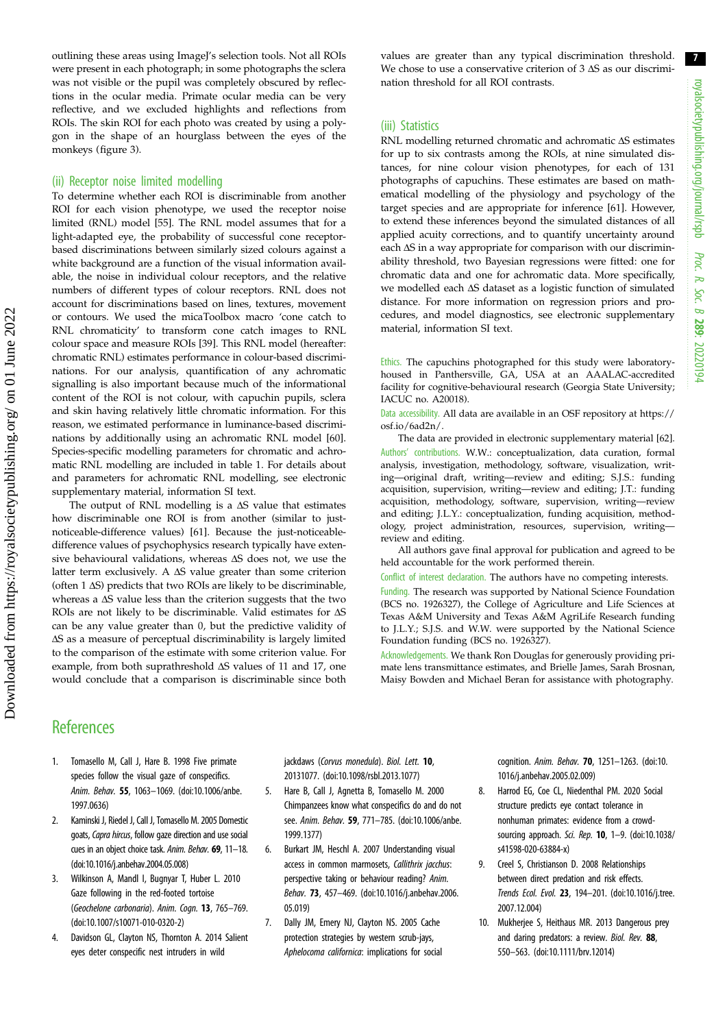outlining these areas using ImageJ's selection tools. Not all ROIs were present in each photograph; in some photographs the sclera was not visible or the pupil was completely obscured by reflections in the ocular media. Primate ocular media can be very reflective, and we excluded highlights and reflections from ROIs. The skin ROI for each photo was created by using a polygon in the shape of an hourglass between the eyes of the monkeys (figure 3).

### (ii) Receptor noise limited modelling

To determine whether each ROI is discriminable from another ROI for each vision phenotype, we used the receptor noise limited (RNL) model [55]. The RNL model assumes that for a light-adapted eye, the probability of successful cone receptor-based discriminations between similarly sized colours against a white background are a function of the visual information available, the noise in individual colour receptors, and the relative numbers of different types of colour receptors. RNL does not account for discriminations based on lines, textures, movement or contours. We used the micaToolbox macro 'cone catch to RNL chromaticity' to transform cone catch images to RNL colour space and measure ROIs [39]. This RNL model (hereafter: chromatic RNL) estimates performance in colour-based discriminations. For our analysis, quantification of any achromatic signalling is also important because much of the informational content of the ROI is not colour, with capuchin pupils, sclera and skin having relatively little chromatic information. For this reason, we estimated performance in luminance-based discriminations by additionally using an achromatic RNL model [60]. Species-specific modelling parameters for chromatic and achromatic RNL modelling are included in table 1. For details about and parameters for achromatic RNL modelling, see electronic supplementary material, information SI text.

The output of RNL modelling is a $\Delta S$ value that estimates how discriminable one ROI is from another (similar to just-noticeable-difference values) [61]. Because the just-noticeable-difference values of psychophysics research typically have extensive behavioural validations, whereas $\Delta S$ does not, we use the latter term exclusively. A $\Delta S$ value greater than some criterion (often 1 $\Delta S$) predicts that two ROIs are likely to be discriminable, whereas a $\Delta S$ value less than the criterion suggests that the two ROIs are not likely to be discriminable. Valid estimates for $\Delta S$ can be any value greater than 0, but the predictive validity of $\Delta S$ as a measure of perceptual discriminability is largely limited to the comparison of the estimate with some criterion value. For example, from both suprathreshold $\Delta S$ values of 11 and 17, one would conclude that a comparison is discriminable since both values are greater than any typical discrimination threshold. We chose to use a conservative criterion of 3 $\Delta S$ as our discrimination threshold for all ROI contrasts.

### (iii) Statistics

RNL modelling returned chromatic and achromatic $\Delta S$ estimates for up to six contrasts among the ROIs, at nine simulated distances, for nine colour vision phenotypes, for each of 131 photographs of capuchins. These estimates are based on mathematical modelling of the physiology and psychology of the target species and are appropriate for inference [61]. However, to extend these inferences beyond the simulated distances of all applied acuity corrections, and to quantify uncertainty around each $\Delta S$ in a way appropriate for comparison with our discriminability threshold, two Bayesian regressions were fitted: one for chromatic data and one for achromatic data. More specifically, we modelled each $\Delta S$ dataset as a logistic function of simulated distance. For more information on regression priors and procedures, and model diagnostics, see electronic supplementary material, information SI text.

Ethics. The capuchins photographed for this study were laboratory-housed in Panthersville, GA, USA at an AAALAC-accredited facility for cognitive-behavioural research (Georgia State University; IACUC no. A20018).

Data accessibility. All data are available in an OSF repository at https://osf.io/6ad2n/.

The data are provided in electronic supplementary material [62].

Authors' contributions. W.W.: conceptualization, data curation, formal analysis, investigation, methodology, software, visualization, writing—original draft, writing—review and editing; S.J.S.: funding acquisition, supervision, writing—review and editing; J.T.: funding acquisition, methodology, software, supervision, writing—review and editing; J.L.Y.: conceptualization, funding acquisition, methodology, project administration, resources, supervision, writing—review and editing.

All authors gave final approval for publication and agreed to be held accountable for the work performed therein.

Conflict of interest declaration. The authors have no competing interests.

Funding. The research was supported by National Science Foundation (BCS no. 1926327), the College of Agriculture and Life Sciences at Texas A&M University and Texas A&M AgriLife Research funding to J.L.Y.; S.J.S. and W.W. were supported by the National Science Foundation funding (BCS no. 1926327).

Acknowledgements. We thank Ron Douglas for generously providing primate lens transmittance estimates, and Brielle James, Sarah Brosnan, Maisy Bowden and Michael Beran for assistance with photography.

## References

1. Tomasello M, Call J, Hare B. 1998 Five primate species follow the visual gaze of conspecifics. *Anim. Behav.* **55**, 1063–1069. (doi:10.1006/anbe.1997.0636)
2. Kaminski J, Riedel J, Call J, Tomasello M. 2005 Domestic goats, *Capra hircus*, follow gaze direction and use social cues in an object choice task. *Anim. Behav.* **69**, 11–18. (doi:10.1016/j.anbehav.2004.05.008)
3. Wilkinson A, Mandl I, Bugnyar T, Huber L. 2010 Gaze following in the red-footed tortoise (*Geochelone carbonaria*). *Anim. Cogn.* **13**, 765–769. (doi:10.1007/s10071-010-0320-2)
4. Davidson GL, Clayton NS, Thornton A. 2014 Salient eyes deter conspecific nest intruders in wild jackdaws (*Corvus monedula*). *Biol. Lett.* **10**, 20131077. (doi:10.1098/rsbl.2013.1077)
5. Hare B, Call J, Agnetta B, Tomasello M. 2000 Chimpanzees know what conspecifics do and do not see. *Anim. Behav.* **59**, 771–785. (doi:10.1006/anbe.1999.1377)
6. Burkart JM, Heschl A. 2007 Understanding visual access in common marmosets, *Callithrix jacchus*: perspective taking or behaviour reading? *Anim. Behav.* **73**, 457–469. (doi:10.1016/j.anbehav.2006.05.019)
7. Dally JM, Emery NJ, Clayton NS. 2005 Cache protection strategies by western scrub-jays, *Aphelocoma californica*: implications for social cognition. *Anim. Behav.* **70**, 1251–1263. (doi:10.1016/j.anbehav.2005.02.009)
8. Harrod EG, Coe CL, Niedenthal PM. 2020 Social structure predicts eye contact tolerance in nonhuman primates: evidence from a crowd-sourcing approach. *Sci. Rep.* **10**, 1–9. (doi:10.1038/s41598-020-63884-x)
9. Creel S, Christianson D. 2008 Relationships between direct predation and risk effects. *Trends Ecol. Evol.* **23**, 194–201. (doi:10.1016/j.tree.2007.12.004)
10. Mukherjee S, Heithaus MR. 2013 Dangerous prey and daring predators: a review. *Biol. Rev.* **88**, 550–563. (doi:10.1111/brv.12014)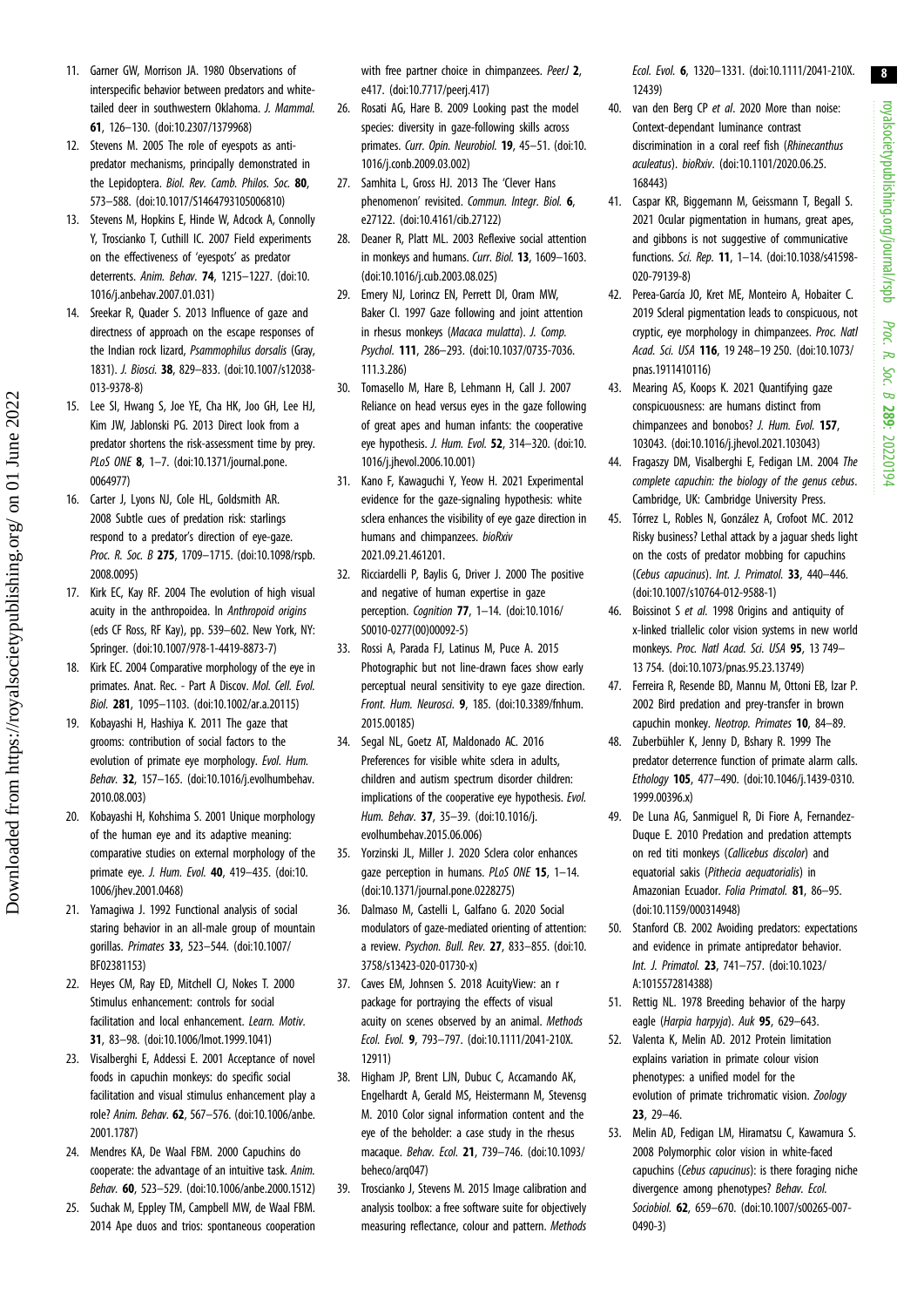11. Garner GW, Morrison JA. 1980 Observations of interspecific behavior between predators and white-tailed deer in southwestern Oklahoma. *J. Mammal.* **61**, 126–130. (doi:10.2307/1379968)
12. Stevens M. 2005 The role of eyespots as anti-predator mechanisms, principally demonstrated in the Lepidoptera. *Biol. Rev. Camb. Philos. Soc.* **80**, 573–588. (doi:10.1017/S1464793105006810)
13. Stevens M, Hopkins E, Hinde W, Adcock A, Connolly Y, Troscianko T, Cuthill IC. 2007 Field experiments on the effectiveness of 'eyespots' as predator deterrents. *Anim. Behav.* **74**, 1215–1227. (doi:10.1016/j.anbehav.2007.01.031)
14. Sreekar R, Quader S. 2013 Influence of gaze and directness of approach on the escape responses of the Indian rock lizard, *Psammophilus dorsalis* (Gray, 1831). *J. Biosci.* **38**, 829–833. (doi:10.1007/s12038-013-9378-8)
15. Lee SI, Hwang S, Joe YE, Cha HK, Joo GH, Lee HJ, Kim JW, Jablonski PG. 2013 Direct look from a predator shortens the risk-assessment time by prey. *PLoS ONE* **8**, 1–7. (doi:10.1371/journal.pone.0064977)
16. Carter J, Lyons NJ, Cole HL, Goldsmith AR. 2008 Subtle cues of predation risk: starlings respond to a predator's direction of eye-gaze. *Proc. R. Soc. B* **275**, 1709–1715. (doi:10.1098/rspb.2008.0095)
17. Kirk EC, Kay RF. 2004 The evolution of high visual acuity in the anthropoidea. In *Anthropoid origins* (eds CF Ross, RF Kay), pp. 539–602. New York, NY: Springer. (doi:10.1007/978-1-4419-8873-7)
18. Kirk EC. 2004 Comparative morphology of the eye in primates. Anat. Rec. - Part A Discov. *Mol. Cell. Evol. Biol.* **281**, 1095–1103. (doi:10.1002/ar.a.20115)
19. Kobayashi H, Hashiya K. 2011 The gaze that grooms: contribution of social factors to the evolution of primate eye morphology. *Evol. Hum. Behav.* **32**, 157–165. (doi:10.1016/j.evolhumbehav.2010.08.003)
20. Kobayashi H, Kohshima S. 2001 Unique morphology of the human eye and its adaptive meaning: comparative studies on external morphology of the primate eye. *J. Hum. Evol.* **40**, 419–435. (doi:10.1006/jhev.2001.0468)
21. Yamagiwa J. 1992 Functional analysis of social staring behavior in an all-male group of mountain gorillas. *Primates* **33**, 523–544. (doi:10.1007/BF02381153)
22. Heyes CM, Ray ED, Mitchell CJ, Nokes T. 2000 Stimulus enhancement: controls for social facilitation and local enhancement. *Learn. Motiv.* **31**, 83–98. (doi:10.1006/lmot.1999.1041)
23. Visalberghi E, Addessi E. 2001 Acceptance of novel foods in capuchin monkeys: do specific social facilitation and visual stimulus enhancement play a role? *Anim. Behav.* **62**, 567–576. (doi:10.1006/anbe.2001.1787)
24. Mendres KA, De Waal FBM. 2000 Capuchins do cooperate: the advantage of an intuitive task. *Anim. Behav.* **60**, 523–529. (doi:10.1006/anbe.2000.1512)
25. Suchak M, Eppley TM, Campbell MW, de Waal FBM. 2014 Ape duos and trios: spontaneous cooperation with free partner choice in chimpanzees. *PeerJ* **2**, e417. (doi:10.7717/peerj.417)
26. Rosati AG, Hare B. 2009 Looking past the model species: diversity in gaze-following skills across primates. *Curr. Opin. Neurobiol.* **19**, 45–51. (doi:10.1016/j.conb.2009.03.002)
27. Samhita L, Gross HJ. 2013 The 'Clever Hans phenomenon' revisited. *Commun. Integr. Biol.* **6**, e27122. (doi:10.4161/cib.27122)
28. Deaner R, Platt ML. 2003 Reflexive social attention in monkeys and humans. *Curr. Biol.* **13**, 1609–1603. (doi:10.1016/j.cub.2003.08.025)
29. Emery NJ, Lorincz EN, Perrett DI, Oram MW, Baker CI. 1997 Gaze following and joint attention in rhesus monkeys (*Macaca mulatta*). *J. Comp. Psychol.* **111**, 286–293. (doi:10.1037/0735-7036.111.3.286)
30. Tomasello M, Hare B, Lehmann H, Call J. 2007 Reliance on head versus eyes in the gaze following of great apes and human infants: the cooperative eye hypothesis. *J. Hum. Evol.* **52**, 314–320. (doi:10.1016/j.jhevol.2006.10.001)
31. Kano F, Kawaguchi Y, Yeow H. 2021 Experimental evidence for the gaze-signaling hypothesis: white sclera enhances the visibility of eye gaze direction in humans and chimpanzees. *bioRxiv* 2021.09.21.461201.
32. Ricciardelli P, Baylis G, Driver J. 2000 The positive and negative of human expertise in gaze perception. *Cognition* **77**, 1–14. (doi:10.1016/S0010-0277(00)00092-5)
33. Rossi A, Parada FJ, Latinus M, Puce A. 2015 Photographic but not line-drawn faces show early perceptual neural sensitivity to eye gaze direction. *Front. Hum. Neurosci.* **9**, 185. (doi:10.3389/fnhum.2015.00185)
34. Segal NL, Goetz AT, Maldonado AC. 2016 Preferences for visible white sclera in adults, children and autism spectrum disorder children: implications of the cooperative eye hypothesis. *Evol. Hum. Behav.* **37**, 35–39. (doi:10.1016/j.evolhumbehav.2015.06.006)
35. Yorzinski JL, Miller J. 2020 Sclera color enhances gaze perception in humans. *PLoS ONE* **15**, 1–14. (doi:10.1371/journal.pone.0228275)
36. Dalmaso M, Castelli L, Galfano G. 2020 Social modulators of gaze-mediated orienting of attention: a review. *Psychon. Bull. Rev.* **27**, 833–855. (doi:10.3758/s13423-020-01730-x)
37. Caves EM, Johnsen S. 2018 AcuityView: an r package for portraying the effects of visual acuity on scenes observed by an animal. *Methods Ecol. Evol.* **9**, 793–797. (doi:10.1111/2041-210X.12911)
38. Higham JP, Brent LJN, Dubuc C, Accamando AK, Engelhardt A, Gerald MS, Heistermann M, Stevensg M. 2010 Color signal information content and the eye of the beholder: a case study in the rhesus macaque. *Behav. Ecol.* **21**, 739–746. (doi:10.1093/beheco/arq047)
39. Troscianko J, Stevens M. 2015 Image calibration and analysis toolbox: a free software suite for objectively measuring reflectance, colour and pattern. *Methods Ecol. Evol.* **6**, 1320–1331. (doi:10.1111/2041-210X.12439)
40. van den Berg CP *et al*. 2020 More than noise: Context-dependant luminance contrast discrimination in a coral reef fish (*Rhinecanthus aculeatus*). *bioRxiv*. (doi:10.1101/2020.06.25.168443)
41. Caspar KR, Biggemann M, Geissmann T, Begall S. 2021 Ocular pigmentation in humans, great apes, and gibbons is not suggestive of communicative functions. *Sci. Rep.* **11**, 1–14. (doi:10.1038/s41598-020-79139-8)
42. Perea-García JO, Kret ME, Monteiro A, Hobaiter C. 2019 Scleral pigmentation leads to conspicuous, not cryptic, eye morphology in chimpanzees. *Proc. Natl Acad. Sci. USA* **116**, 19 248–19 250. (doi:10.1073/pnas.1911410116)
43. Mearing AS, Koops K. 2021 Quantifying gaze conspicuousness: are humans distinct from chimpanzees and bonobos? *J. Hum. Evol.* **157**, 103043. (doi:10.1016/j.jhevol.2021.103043)
44. Fragaszy DM, Visalberghi E, Fedigan LM. 2004 *The complete capuchin: the biology of the genus cebus*. Cambridge, UK: Cambridge University Press.
45. Tórrez L, Robles N, González A, Crofoot MC. 2012 Risky business? Lethal attack by a jaguar sheds light on the costs of predator mobbing for capuchins (*Cebus capucinus*). *Int. J. Primatol.* **33**, 440–446. (doi:10.1007/s10764-012-9588-1)
46. Boissinot S *et al*. 1998 Origins and antiquity of x-linked triallelic color vision systems in new world monkeys. *Proc. Natl Acad. Sci. USA* **95**, 13 749–13 754. (doi:10.1073/pnas.95.23.13749)
47. Ferreira R, Resende BD, Mannu M, Ottoni EB, Izar P. 2002 Bird predation and prey-transfer in brown capuchin monkey. *Neotrop. Primates* **10**, 84–89.
48. Zuberbühler K, Jenny D, Bshary R. 1999 The predator deterrence function of primate alarm calls. *Ethology* **105**, 477–490. (doi:10.1046/j.1439-0310.1999.00396.x)
49. De Luna AG, Sanmiguel R, Di Fiore A, Fernandez-Duque E. 2010 Predation and predation attempts on red titi monkeys (*Callicebus discolor*) and equatorial sakis (*Pithecia aequatorialis*) in Amazonian Ecuador. *Folia Primatol.* **81**, 86–95. (doi:10.1159/000314948)
50. Stanford CB. 2002 Avoiding predators: expectations and evidence in primate antipredator behavior. *Int. J. Primatol.* **23**, 741–757. (doi:10.1023/A:1015572814388)
51. Rettig NL. 1978 Breeding behavior of the harpy eagle (*Harpia harpyja*). *Auk* **95**, 629–643.
52. Valenta K, Melin AD. 2012 Protein limitation explains variation in primate colour vision phenotypes: a unified model for the evolution of primate trichromatic vision. *Zoology* **23**, 29–46.
53. Melin AD, Fedigan LM, Hiramatsu C, Kawamura S. 2008 Polymorphic color vision in white-faced capuchins (*Cebus capucinus*): is there foraging niche divergence among phenotypes? *Behav. Ecol. Sociobiol.* **62**, 659–670. (doi:10.1007/s00265-007-0490-3)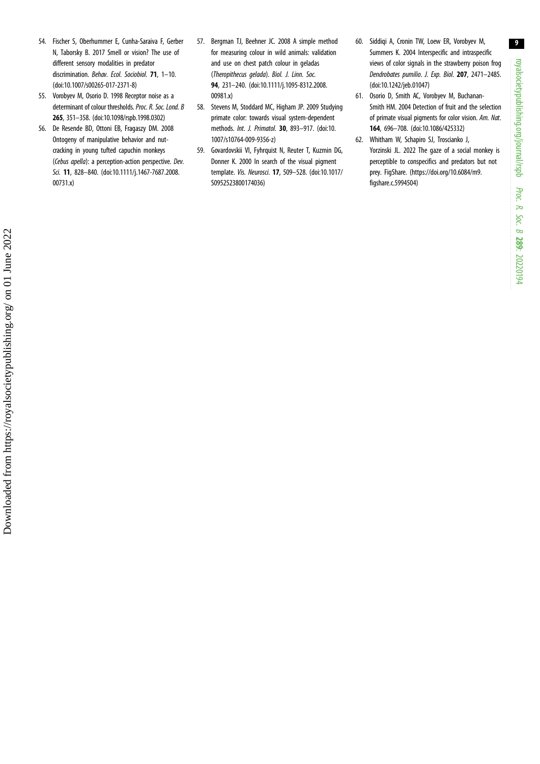54. Fischer S, Oberhummer E, Cunha-Saraiva F, Gerber N, Taborsky B. 2017 Smell or vision? The use of different sensory modalities in predator discrimination. *Behav. Ecol. Sociobiol.* **71**, 1–10. (doi:10.1007/s00265-017-2371-8)
55. Vorobyev M, Osorio D. 1998 Receptor noise as a determinant of colour thresholds. *Proc. R. Soc. Lond. B* **265**, 351–358. (doi:10.1098/rspb.1998.0302)
56. De Resende BD, Ottoni EB, Fragaszy DM. 2008 Ontogeny of manipulative behavior and nut-cracking in young tufted capuchin monkeys (*Cebus apella*): a perception-action perspective. *Dev. Sci.* **11**, 828–840. (doi:10.1111/j.1467-7687.2008.00731.x)
57. Bergman TJ, Beehner JC. 2008 A simple method for measuring colour in wild animals: validation and use on chest patch colour in geladas (*Theropithecus gelada*). *Biol. J. Linn. Soc.* **94**, 231–240. (doi:10.1111/j.1095-8312.2008.00981.x)
58. Stevens M, Stoddard MC, Higham JP. 2009 Studying primate color: towards visual system-dependent methods. *Int. J. Primatol.* **30**, 893–917. (doi:10.1007/s10764-009-9356-z)
59. Govardovskii VI, Fyhrquist N, Reuter T, Kuzmin DG, Donner K. 2000 In search of the visual pigment template. *Vis. Neurosci.* **17**, 509–528. (doi:10.1017/S0952523800174036)
60. Siddiqi A, Cronin TW, Loew ER, Vorobyev M, Summers K. 2004 Interspecific and intraspecific views of color signals in the strawberry poison frog *Dendrobates pumilio*. *J. Exp. Biol.* **207**, 2471–2485. (doi:10.1242/jeb.01047)
61. Osorio D, Smith AC, Vorobyev M, Buchanan-Smith HM. 2004 Detection of fruit and the selection of primate visual pigments for color vision. *Am. Nat.* **164**, 696–708. (doi:10.1086/425332)
62. Whitham W, Schapiro SJ, Troscianko J, Yorzinski JL. 2022 The gaze of a social monkey is perceptible to conspecifics and predators but not prey. FigShare. (https://doi.org/10.6084/m9.figshare.c.5994504)